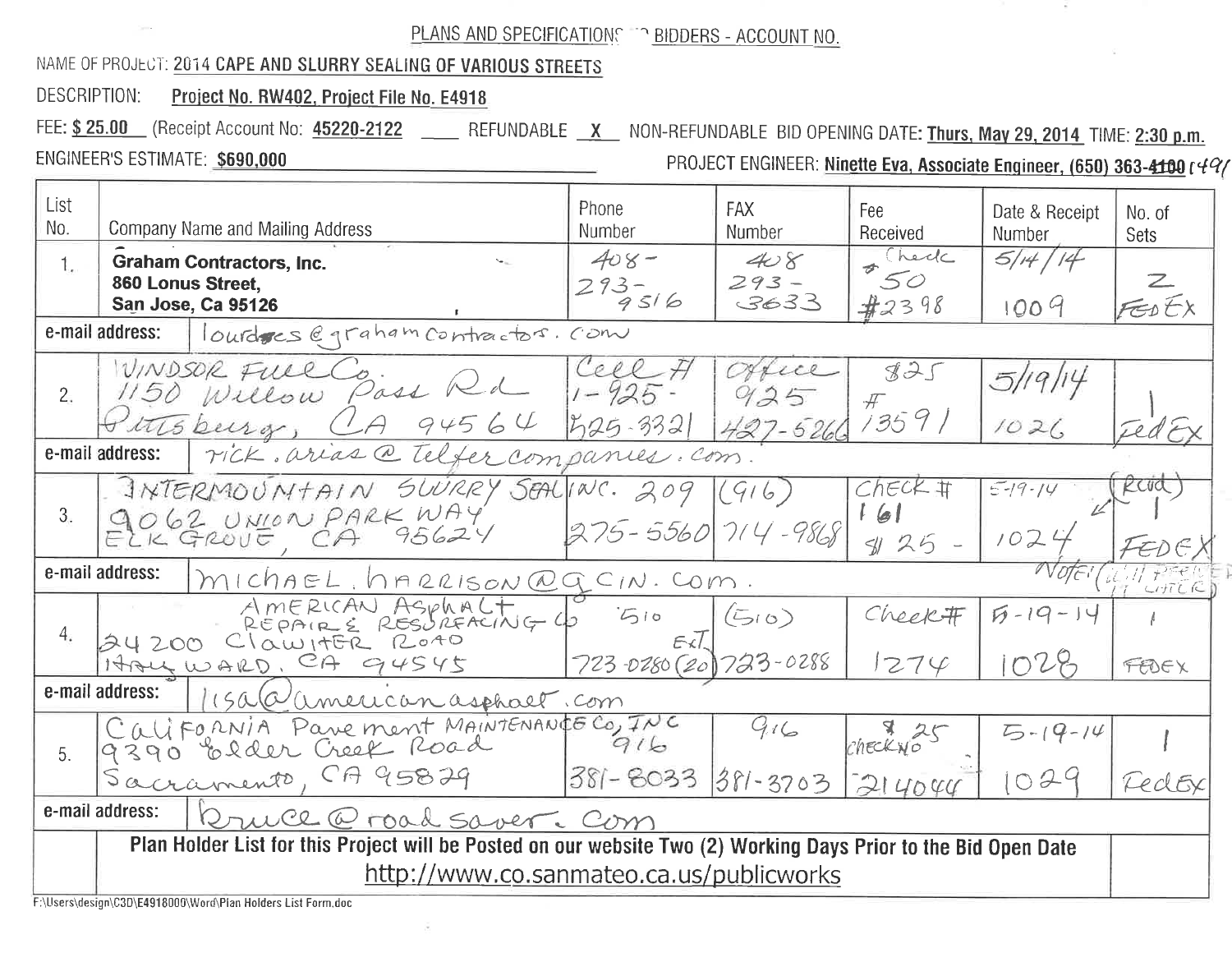PLANS AND SPECIFICATIONS TO BIDDERS - ACCOUNT NO.

NAME OF PROJECT: 2014 CAPE AND SLURRY SEALING OF VARIOUS STREETS

DESCRIPTION: Project No. RW402, Project File No. E4918

FEE: $ 25.00 (Receipt Account No: 45220-2122 ____ REFUNDABLE X NON-REFUNDABLE BID OPENING DATE: Thurs, May 29, 2014 TIME: 2:30 p.m.

ENGINEER'S ESTIMATE: $690,000

PROJECT ENGINEER: Ninette Eva, Associate Engineer, (650) 363-~~4100~~ 1491

| List No. | Company Name and Mailing Address | Phone Number | FAX Number | Fee Received | Date & Receipt Number | No. of Sets |
|---|---|---|---|---|---|---|
| 1. | **Graham Contractors, Inc.** **860 Lonus Street,** **San Jose, Ca 95126** | 408-293-9516 | 408 293-3633 | Check $50 #2398 | 5/14/14 1009 | 2 FEDEX |
| e-mail address: | lourdes@grahamcontractors.com | | | | | |
| 2. | WINDSOR FUEL Co. 1150 Willow Pass Rd Pittsburg, CA 94564 | Cell # 1-925-525-3321 | Office 925 427-5266 | $25 # 13591 | 5/19/14 1026 | 1 FedEx |
| e-mail address: | rick.arias@telfercompanies.com. | | | | | |
| 3. | INTERMOUNTAIN SLURRY SEAL INC. 9062 UNION PARK WAY ELK GROVE, CA 95624 | 209 275-5560 | (916) 714-9868 | CHECK # 161 $125 - | 5-19-14 1024 | (Rcvd) 1 FEDEX |
| e-mail address: | michael.harrison@gcin.com. | | | | Note: (will refund check) | |
| 4. | AMERICAN ASPHALT REPAIR & RESURFACING Co 24200 Clawiter Road HAYWARD, CA 94545 | 510 723-0280 Ext (20) | (510) 723-0288 | Check # 1274 | 5-19-14 1028 | 1 FEDEX |
| e-mail address: | lisa@americanasphalt.com | | | | | |
| 5. | California Pavement MAINTENANCE Co, INC 9390 Elder Creek Road Sacramento, CA 95829 | 916 381-8033 | 916 381-3703 | $25 CHECK NO 214044 | 5-19-14 1029 | 1 FedEx |
| e-mail address: | bruce@roadsaver.com | | | | | |

**Plan Holder List for this Project will be Posted on our website Two (2) Working Days Prior to the Bid Open Date**

http://www.co.sanmateo.ca.us/publicworks

F:\Users\design\C3D\E4918000\Word\Plan Holders List Form.doc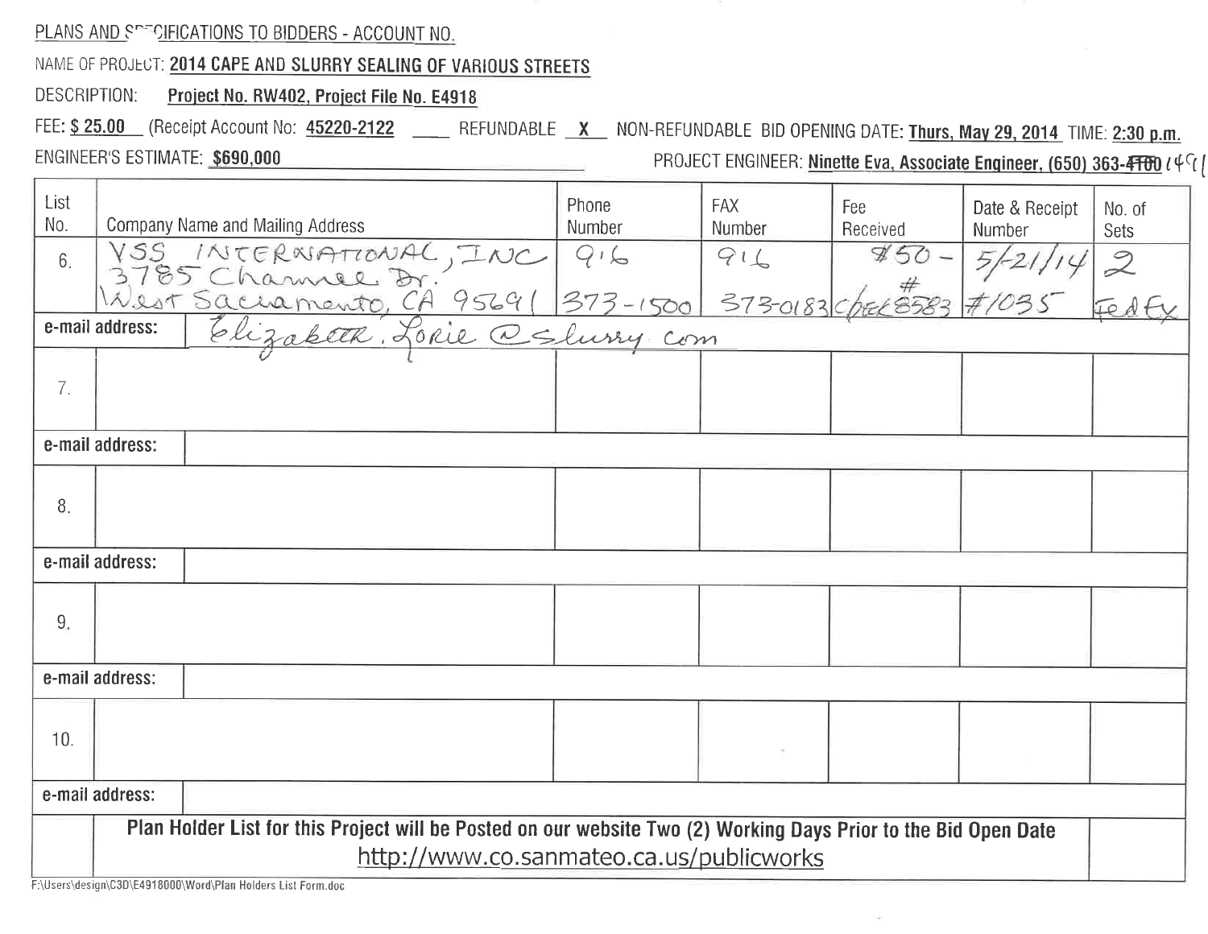PLANS AND SPECIFICATIONS TO BIDDERS - ACCOUNT NO.

NAME OF PROJECT: **2014 CAPE AND SLURRY SEALING OF VARIOUS STREETS**

DESCRIPTION: **Project No. RW402, Project File No. E4918**

FEE: **$ 25.00** (Receipt Account No: **45220-2122** ____ REFUNDABLE **X** NON-REFUNDABLE BID OPENING DATE: **Thurs, May 29, 2014** TIME: **2:30 p.m.**

ENGINEER'S ESTIMATE: **$690,000** PROJECT ENGINEER: **Ninette Eva, Associate Engineer, (650) 363-~~4100~~ 1491**

| List No. | Company Name and Mailing Address | Phone Number | FAX Number | Fee Received | Date & Receipt Number | No. of Sets |
|---|---|---|---|---|---|---|
| 6. | VSS INTERNATIONAL, INC 3785 Channel Dr. West Sacramento, CA 95691 | 916 373-1500 | 916 373-0183 | $50 - Check # 8583 | 5/21/14 #1035 | 2 FedEx |
| e-mail address: | Elizabeth.Lorie@slurry.com | | | | | |
| 7. | | | | | | |
| e-mail address: | | | | | | |
| 8. | | | | | | |
| e-mail address: | | | | | | |
| 9. | | | | | | |
| e-mail address: | | | | | | |
| 10. | | | | | | |
| e-mail address: | | | | | | |

**Plan Holder List for this Project will be Posted on our website Two (2) Working Days Prior to the Bid Open Date**

http://www.co.sanmateo.ca.us/publicworks

F:\Users\design\C3D\E4918000\Word\Plan Holders List Form.doc